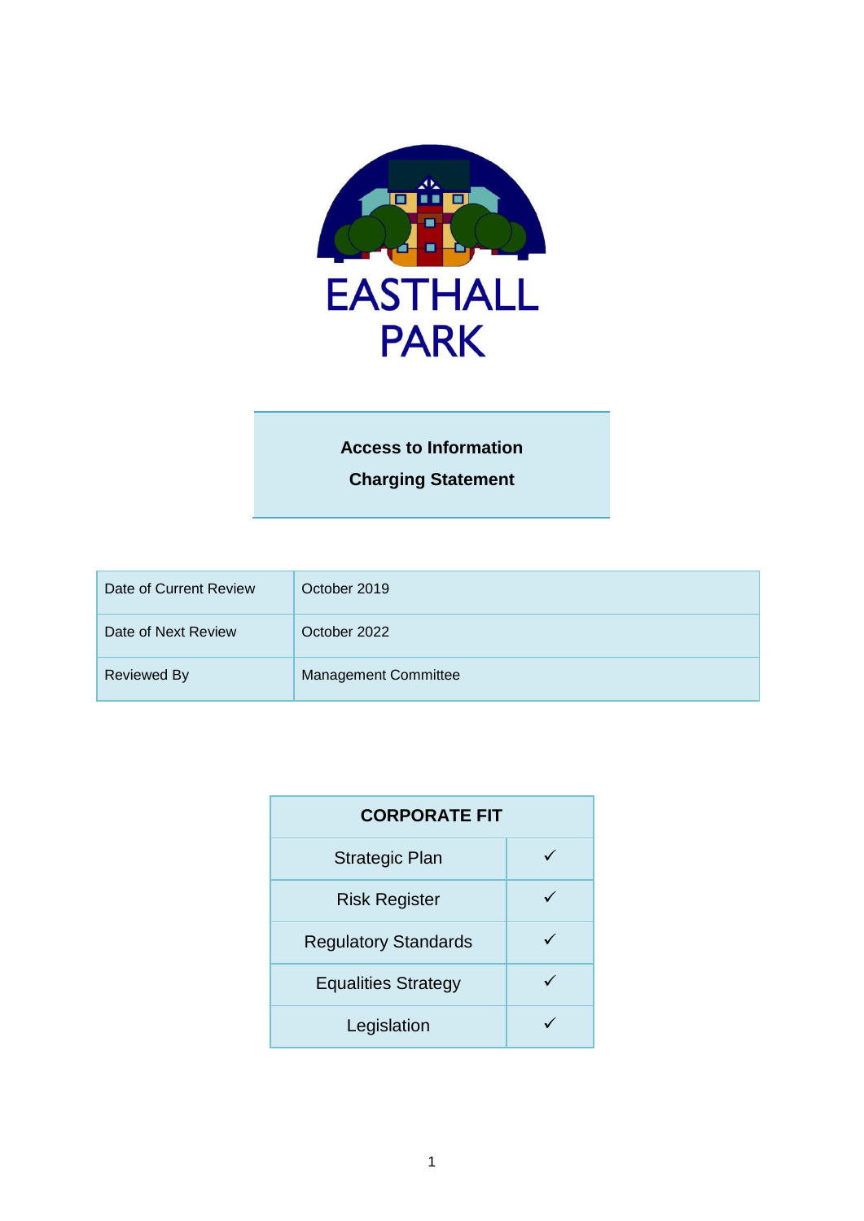EASTHALL PARK

# Access to Information Charging Statement

| Date of Current Review | October 2019 |
|---|---|
| Date of Next Review | October 2022 |
| Reviewed By | Management Committee |

| CORPORATE FIT | |
|---|---|
| Strategic Plan | ✓ |
| Risk Register | ✓ |
| Regulatory Standards | ✓ |
| Equalities Strategy | ✓ |
| Legislation | ✓ |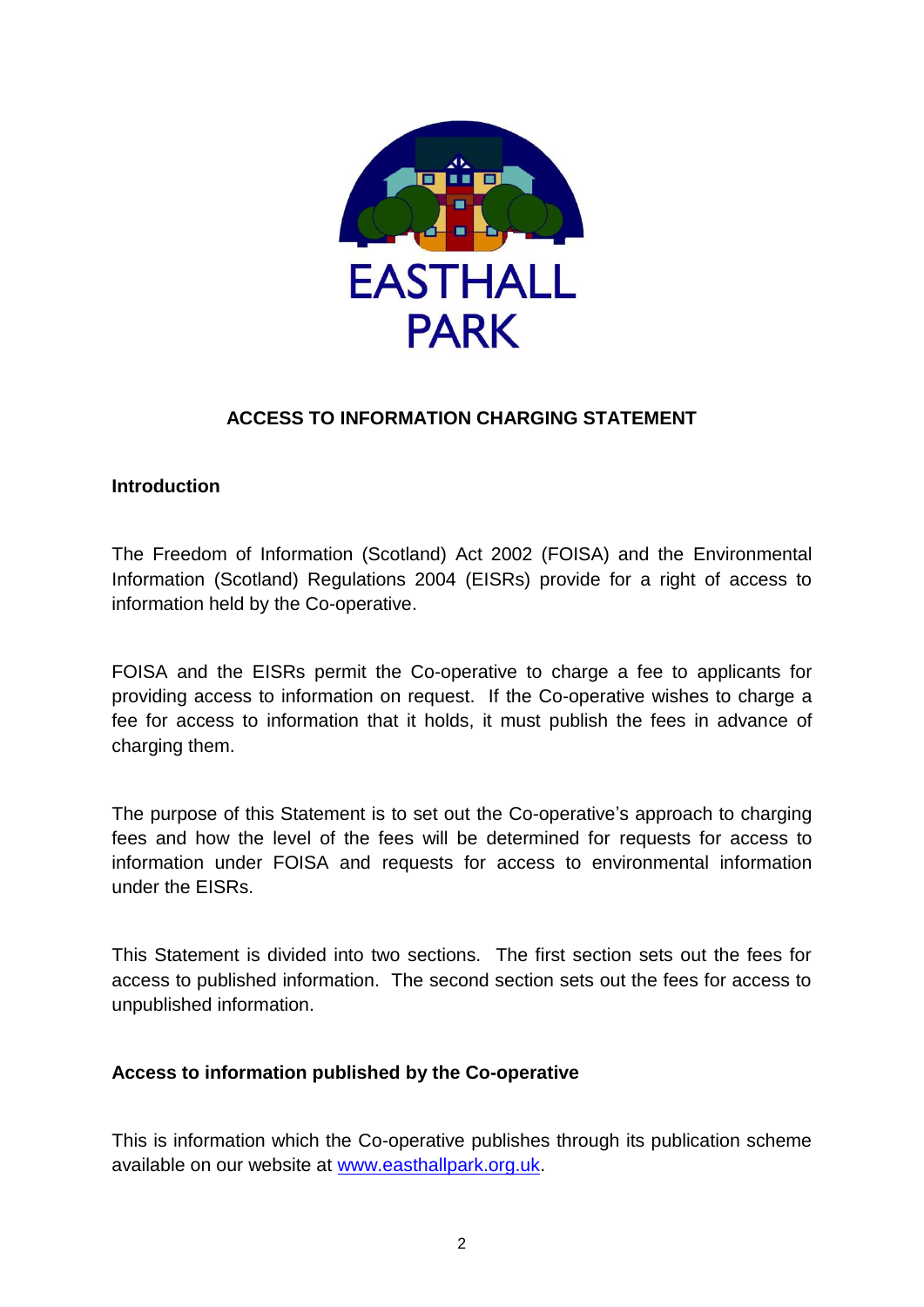EASTHALL PARK

# ACCESS TO INFORMATION CHARGING STATEMENT

## Introduction

The Freedom of Information (Scotland) Act 2002 (FOISA) and the Environmental Information (Scotland) Regulations 2004 (EISRs) provide for a right of access to information held by the Co-operative.

FOISA and the EISRs permit the Co-operative to charge a fee to applicants for providing access to information on request. If the Co-operative wishes to charge a fee for access to information that it holds, it must publish the fees in advance of charging them.

The purpose of this Statement is to set out the Co-operative's approach to charging fees and how the level of the fees will be determined for requests for access to information under FOISA and requests for access to environmental information under the EISRs.

This Statement is divided into two sections. The first section sets out the fees for access to published information. The second section sets out the fees for access to unpublished information.

## Access to information published by the Co-operative

This is information which the Co-operative publishes through its publication scheme available on our website at [www.easthallpark.org.uk](http://www.easthallpark.org.uk).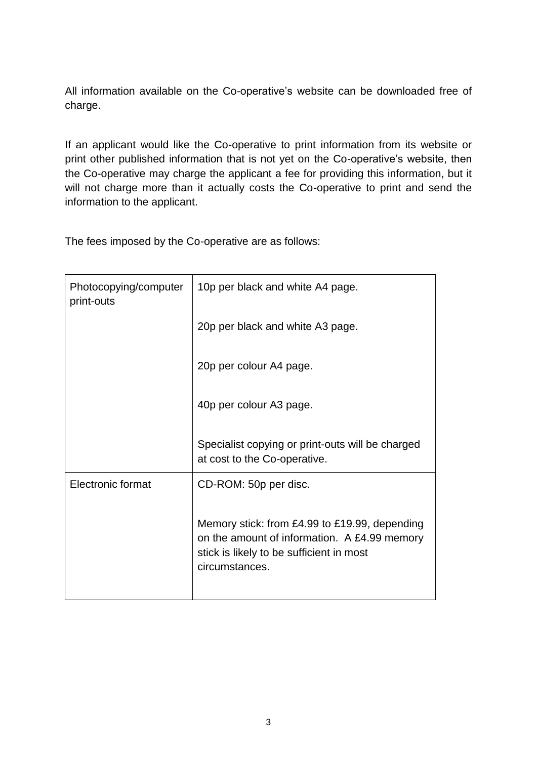All information available on the Co-operative’s website can be downloaded free of charge.

If an applicant would like the Co-operative to print information from its website or print other published information that is not yet on the Co-operative’s website, then the Co-operative may charge the applicant a fee for providing this information, but it will not charge more than it actually costs the Co-operative to print and send the information to the applicant.

The fees imposed by the Co-operative are as follows:

| | |
|---|---|
| Photocopying/computer print-outs | 10p per black and white A4 page.<br><br>20p per black and white A3 page.<br><br>20p per colour A4 page.<br><br>40p per colour A3 page.<br><br>Specialist copying or print-outs will be charged at cost to the Co-operative. |
| Electronic format | CD-ROM: 50p per disc.<br><br>Memory stick: from £4.99 to £19.99, depending on the amount of information. A £4.99 memory stick is likely to be sufficient in most circumstances. |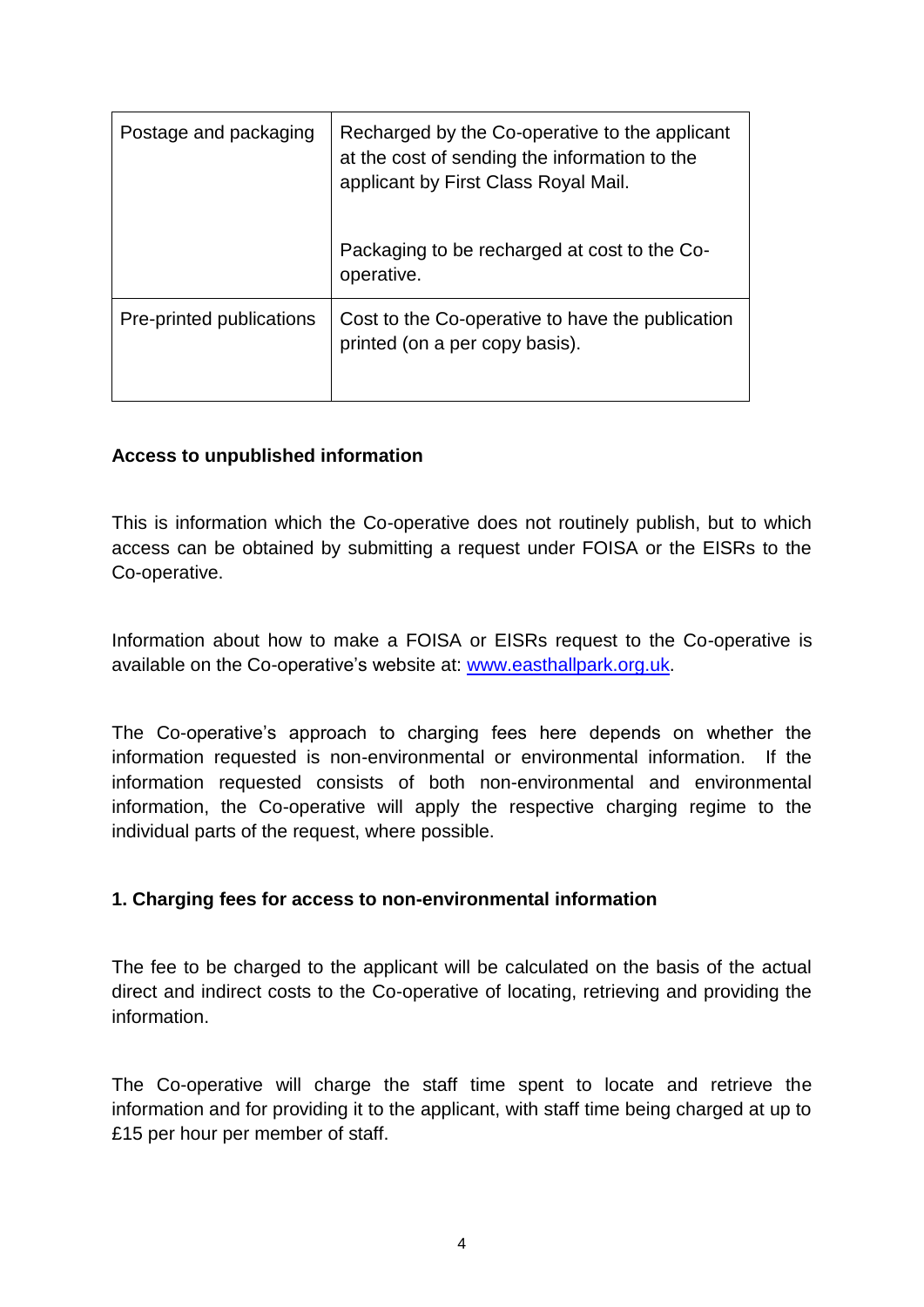| | |
|---|---|
| Postage and packaging | Recharged by the Co-operative to the applicant at the cost of sending the information to the applicant by First Class Royal Mail.<br><br>Packaging to be recharged at cost to the Co-operative. |
| Pre-printed publications | Cost to the Co-operative to have the publication printed (on a per copy basis). |

**Access to unpublished information**

This is information which the Co-operative does not routinely publish, but to which access can be obtained by submitting a request under FOISA or the EISRs to the Co-operative.

Information about how to make a FOISA or EISRs request to the Co-operative is available on the Co-operative's website at: [www.easthallpark.org.uk](www.easthallpark.org.uk).

The Co-operative's approach to charging fees here depends on whether the information requested is non-environmental or environmental information. If the information requested consists of both non-environmental and environmental information, the Co-operative will apply the respective charging regime to the individual parts of the request, where possible.

**1. Charging fees for access to non-environmental information**

The fee to be charged to the applicant will be calculated on the basis of the actual direct and indirect costs to the Co-operative of locating, retrieving and providing the information.

The Co-operative will charge the staff time spent to locate and retrieve the information and for providing it to the applicant, with staff time being charged at up to £15 per hour per member of staff.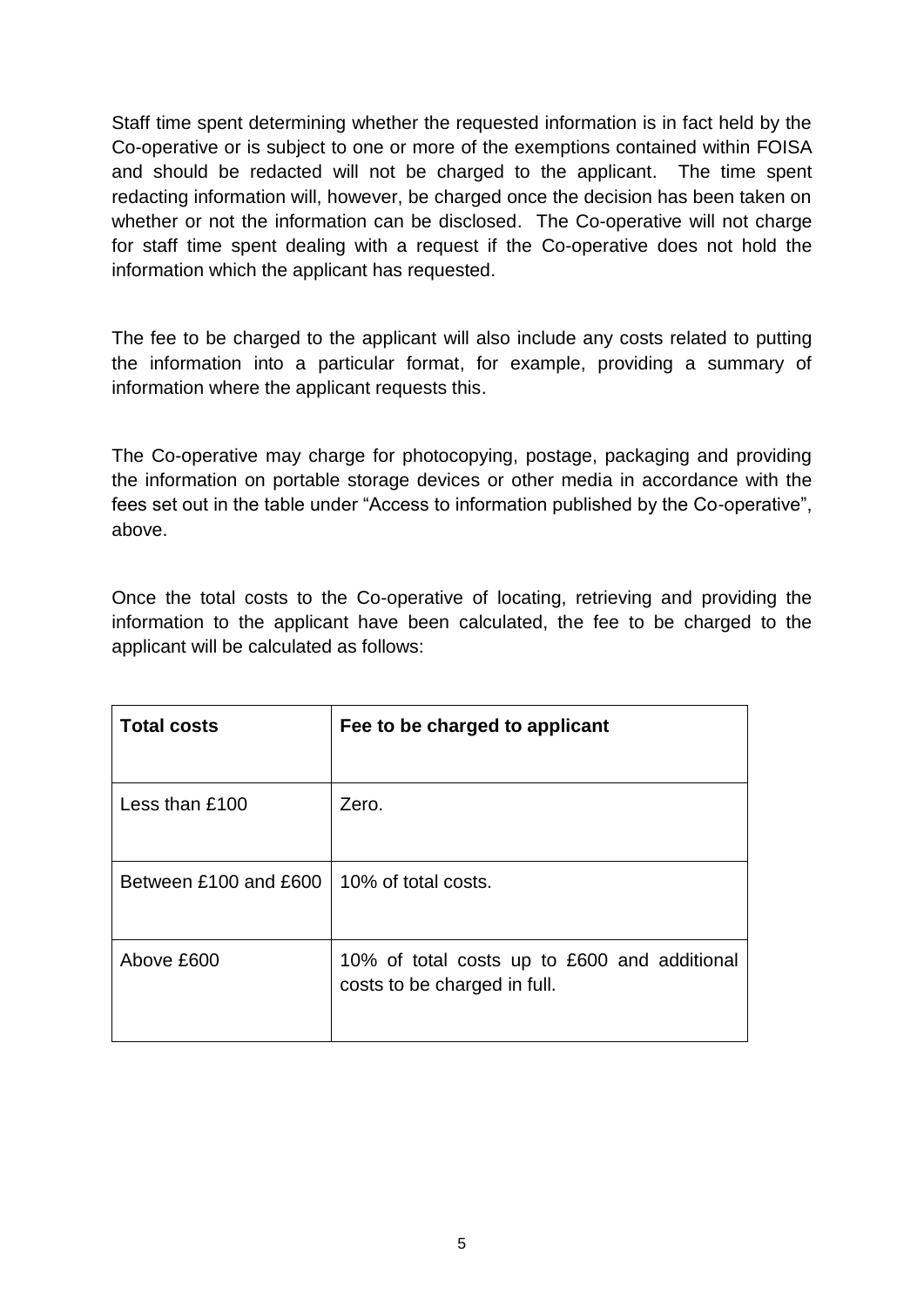Staff time spent determining whether the requested information is in fact held by the Co-operative or is subject to one or more of the exemptions contained within FOISA and should be redacted will not be charged to the applicant. The time spent redacting information will, however, be charged once the decision has been taken on whether or not the information can be disclosed. The Co-operative will not charge for staff time spent dealing with a request if the Co-operative does not hold the information which the applicant has requested.

The fee to be charged to the applicant will also include any costs related to putting the information into a particular format, for example, providing a summary of information where the applicant requests this.

The Co-operative may charge for photocopying, postage, packaging and providing the information on portable storage devices or other media in accordance with the fees set out in the table under "Access to information published by the Co-operative", above.

Once the total costs to the Co-operative of locating, retrieving and providing the information to the applicant have been calculated, the fee to be charged to the applicant will be calculated as follows:

| **Total costs** | **Fee to be charged to applicant** |
|---|---|
| Less than £100 | Zero. |
| Between £100 and £600 | 10% of total costs. |
| Above £600 | 10% of total costs up to £600 and additional costs to be charged in full. |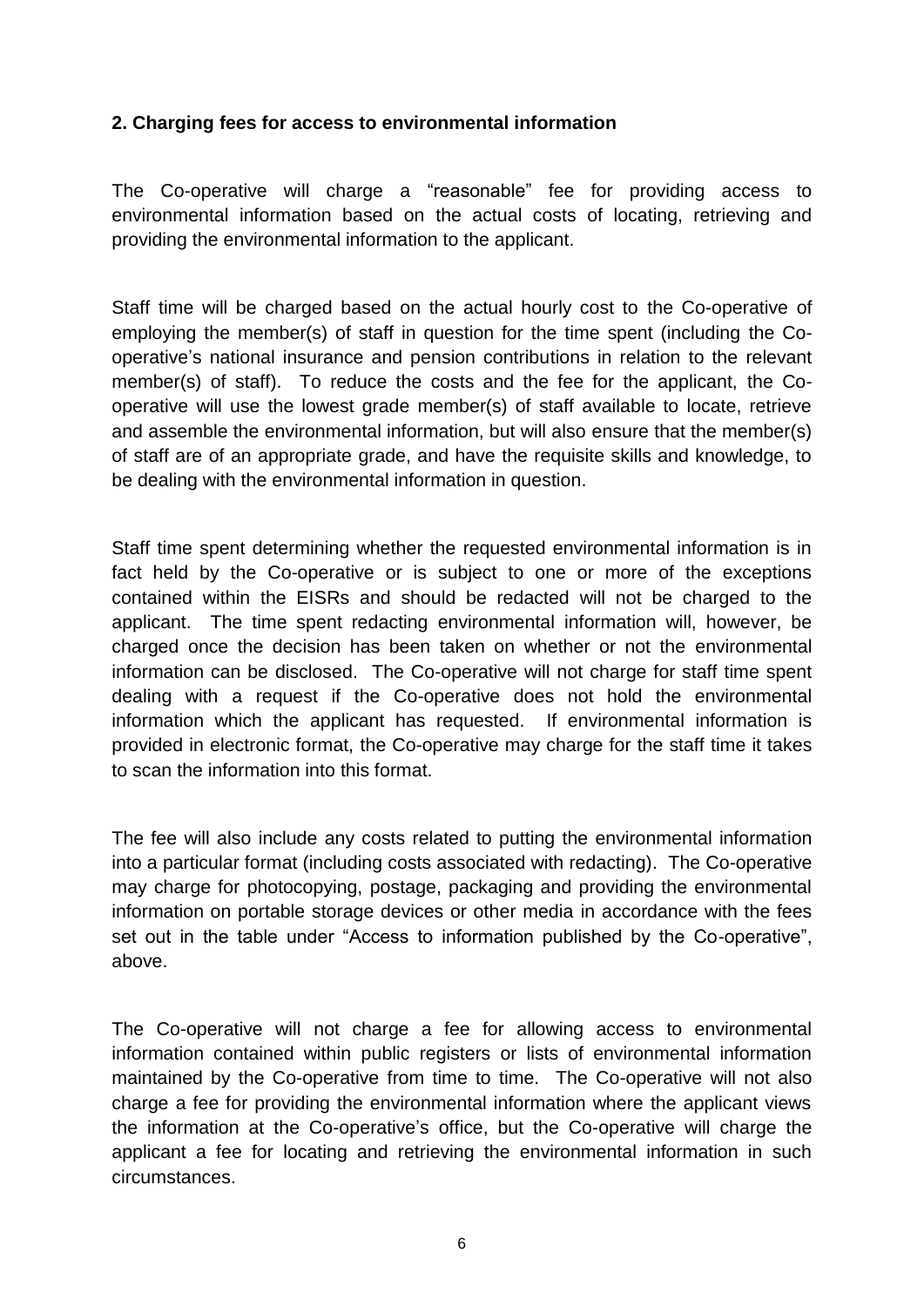## 2. Charging fees for access to environmental information

The Co-operative will charge a "reasonable" fee for providing access to environmental information based on the actual costs of locating, retrieving and providing the environmental information to the applicant.

Staff time will be charged based on the actual hourly cost to the Co-operative of employing the member(s) of staff in question for the time spent (including the Co-operative's national insurance and pension contributions in relation to the relevant member(s) of staff). To reduce the costs and the fee for the applicant, the Co-operative will use the lowest grade member(s) of staff available to locate, retrieve and assemble the environmental information, but will also ensure that the member(s) of staff are of an appropriate grade, and have the requisite skills and knowledge, to be dealing with the environmental information in question.

Staff time spent determining whether the requested environmental information is in fact held by the Co-operative or is subject to one or more of the exceptions contained within the EISRs and should be redacted will not be charged to the applicant. The time spent redacting environmental information will, however, be charged once the decision has been taken on whether or not the environmental information can be disclosed. The Co-operative will not charge for staff time spent dealing with a request if the Co-operative does not hold the environmental information which the applicant has requested. If environmental information is provided in electronic format, the Co-operative may charge for the staff time it takes to scan the information into this format.

The fee will also include any costs related to putting the environmental information into a particular format (including costs associated with redacting). The Co-operative may charge for photocopying, postage, packaging and providing the environmental information on portable storage devices or other media in accordance with the fees set out in the table under "Access to information published by the Co-operative", above.

The Co-operative will not charge a fee for allowing access to environmental information contained within public registers or lists of environmental information maintained by the Co-operative from time to time. The Co-operative will not also charge a fee for providing the environmental information where the applicant views the information at the Co-operative's office, but the Co-operative will charge the applicant a fee for locating and retrieving the environmental information in such circumstances.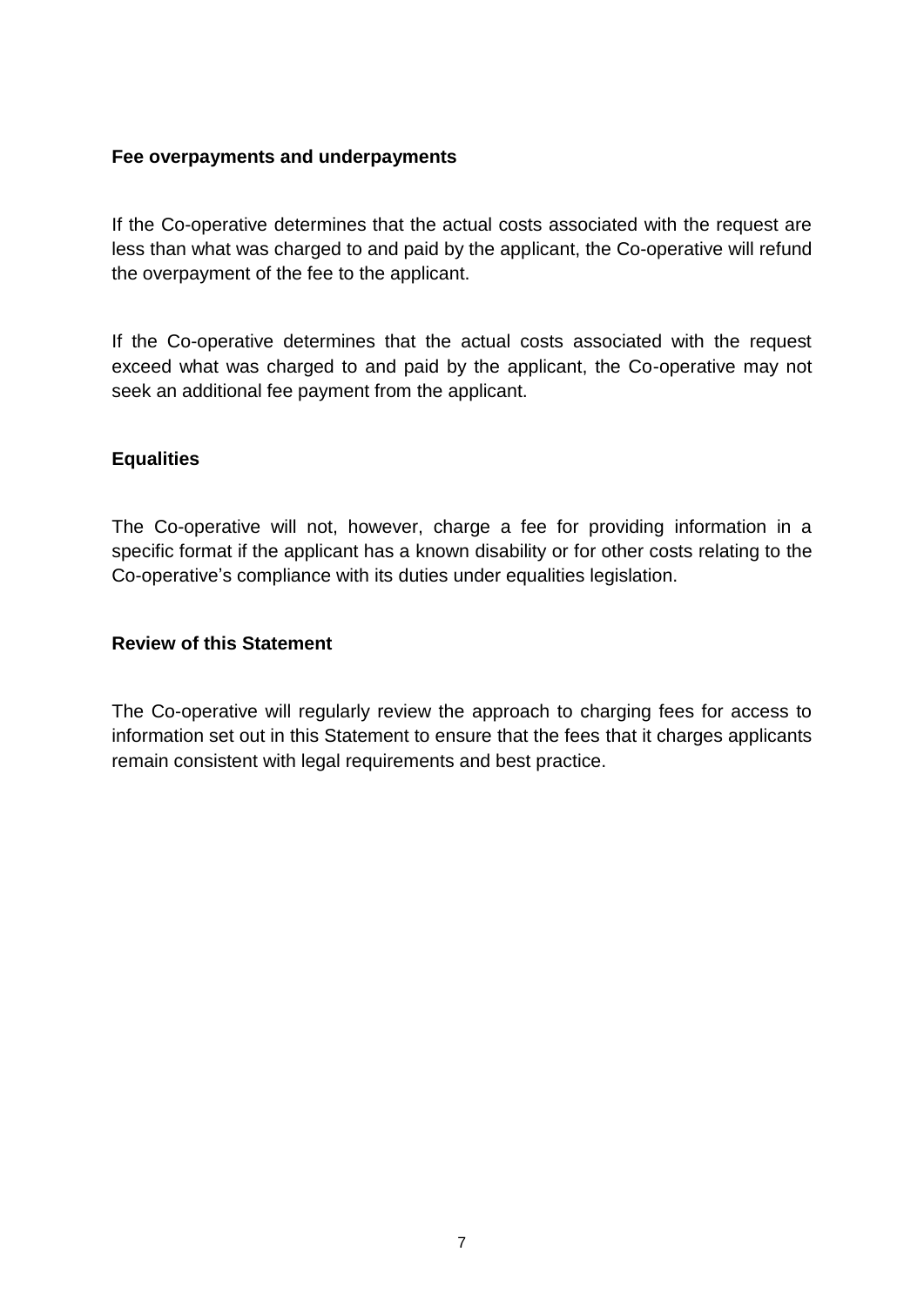**Fee overpayments and underpayments**

If the Co-operative determines that the actual costs associated with the request are less than what was charged to and paid by the applicant, the Co-operative will refund the overpayment of the fee to the applicant.

If the Co-operative determines that the actual costs associated with the request exceed what was charged to and paid by the applicant, the Co-operative may not seek an additional fee payment from the applicant.

**Equalities**

The Co-operative will not, however, charge a fee for providing information in a specific format if the applicant has a known disability or for other costs relating to the Co-operative's compliance with its duties under equalities legislation.

**Review of this Statement**

The Co-operative will regularly review the approach to charging fees for access to information set out in this Statement to ensure that the fees that it charges applicants remain consistent with legal requirements and best practice.